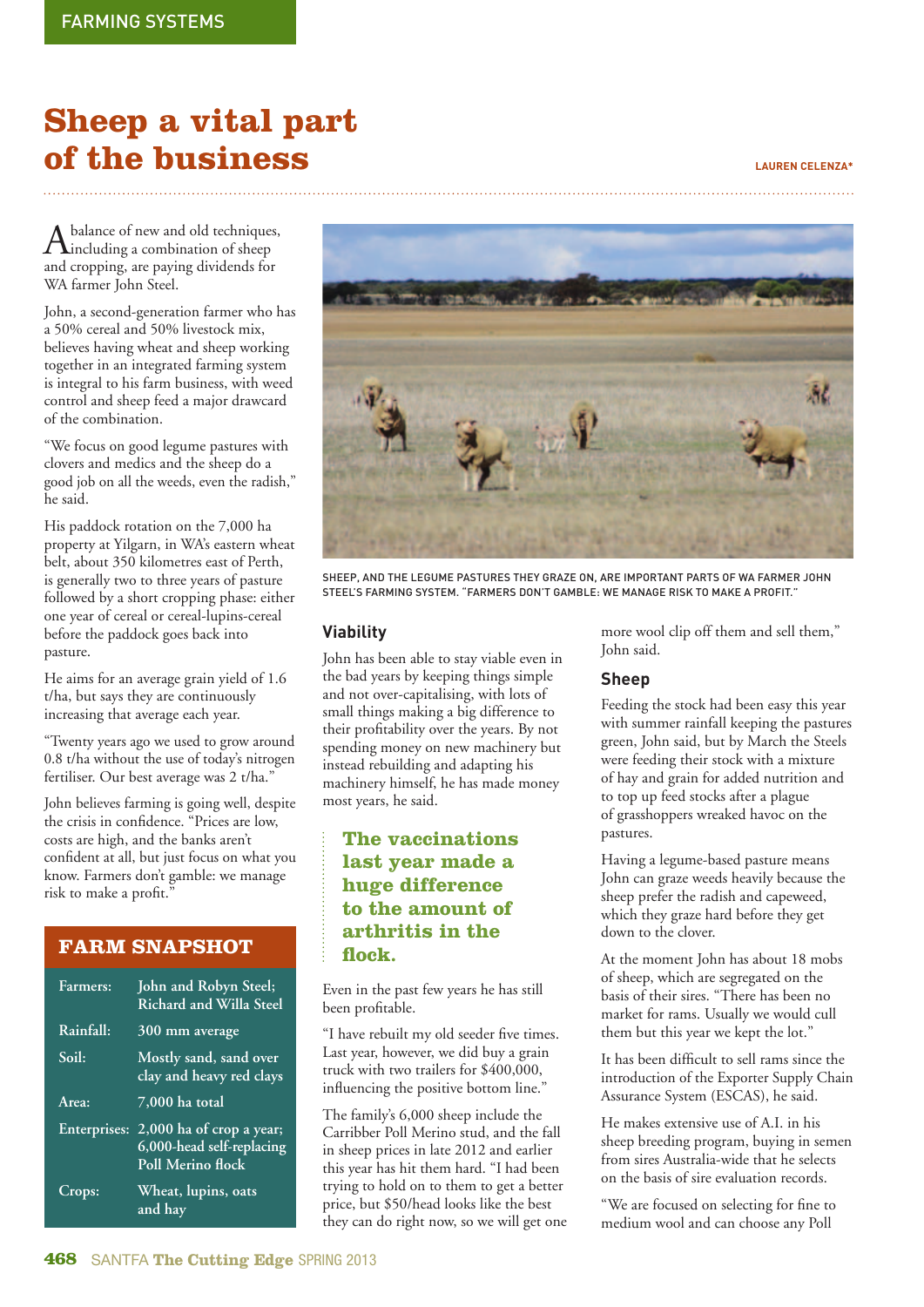FARMING SYSTEMS

# Sheep a vital part of the business

LAUREN CELENZA*

A balance of new and old techniques, including a combination of sheep and cropping, are paying dividends for WA farmer John Steel.

John, a second-generation farmer who has a 50% cereal and 50% livestock mix, believes having wheat and sheep working together in an integrated farming system is integral to his farm business, with weed control and sheep feed a major drawcard of the combination.

"We focus on good legume pastures with clovers and medics and the sheep do a good job on all the weeds, even the radish," he said.

His paddock rotation on the 7,000 ha property at Yilgarn, in WA's eastern wheat belt, about 350 kilometres east of Perth, is generally two to three years of pasture followed by a short cropping phase: either one year of cereal or cereal-lupins-cereal before the paddock goes back into pasture.

He aims for an average grain yield of 1.6 t/ha, but says they are continuously increasing that average each year.

"Twenty years ago we used to grow around 0.8 t/ha without the use of today's nitrogen fertiliser. Our best average was 2 t/ha."

John believes farming is going well, despite the crisis in confidence. "Prices are low, costs are high, and the banks aren't confident at all, but just focus on what you know. Farmers don't gamble: we manage risk to make a profit."

## FARM SNAPSHOT

| | |
|---|---|
| Farmers: | John and Robyn Steel; Richard and Willa Steel |
| Rainfall: | 300 mm average |
| Soil: | Mostly sand, sand over clay and heavy red clays |
| Area: | 7,000 ha total |
| Enterprises: | 2,000 ha of crop a year; 6,000-head self-replacing Poll Merino flock |
| Crops: | Wheat, lupins, oats and hay |

SHEEP, AND THE LEGUME PASTURES THEY GRAZE ON, ARE IMPORTANT PARTS OF WA FARMER JOHN STEEL'S FARMING SYSTEM. "FARMERS DON'T GAMBLE: WE MANAGE RISK TO MAKE A PROFIT."

### Viability

John has been able to stay viable even in the bad years by keeping things simple and not over-capitalising, with lots of small things making a big difference to their profitability over the years. By not spending money on new machinery but instead rebuilding and adapting his machinery himself, he has made money most years, he said.

> **The vaccinations last year made a huge difference to the amount of arthritis in the flock.**

Even in the past few years he has still been profitable.

"I have rebuilt my old seeder five times. Last year, however, we did buy a grain truck with two trailers for $400,000, influencing the positive bottom line."

The family's 6,000 sheep include the Carribber Poll Merino stud, and the fall in sheep prices in late 2012 and earlier this year has hit them hard. "I had been trying to hold on to them to get a better price, but $50/head looks like the best they can do right now, so we will get one more wool clip off them and sell them," John said.

### Sheep

Feeding the stock had been easy this year with summer rainfall keeping the pastures green, John said, but by March the Steels were feeding their stock with a mixture of hay and grain for added nutrition and to top up feed stocks after a plague of grasshoppers wreaked havoc on the pastures.

Having a legume-based pasture means John can graze weeds heavily because the sheep prefer the radish and capeweed, which they graze hard before they get down to the clover.

At the moment John has about 18 mobs of sheep, which are segregated on the basis of their sires. "There has been no market for rams. Usually we would cull them but this year we kept the lot."

It has been difficult to sell rams since the introduction of the Exporter Supply Chain Assurance System (ESCAS), he said.

He makes extensive use of A.I. in his sheep breeding program, buying in semen from sires Australia-wide that he selects on the basis of sire evaluation records.

"We are focused on selecting for fine to medium wool and can choose any Poll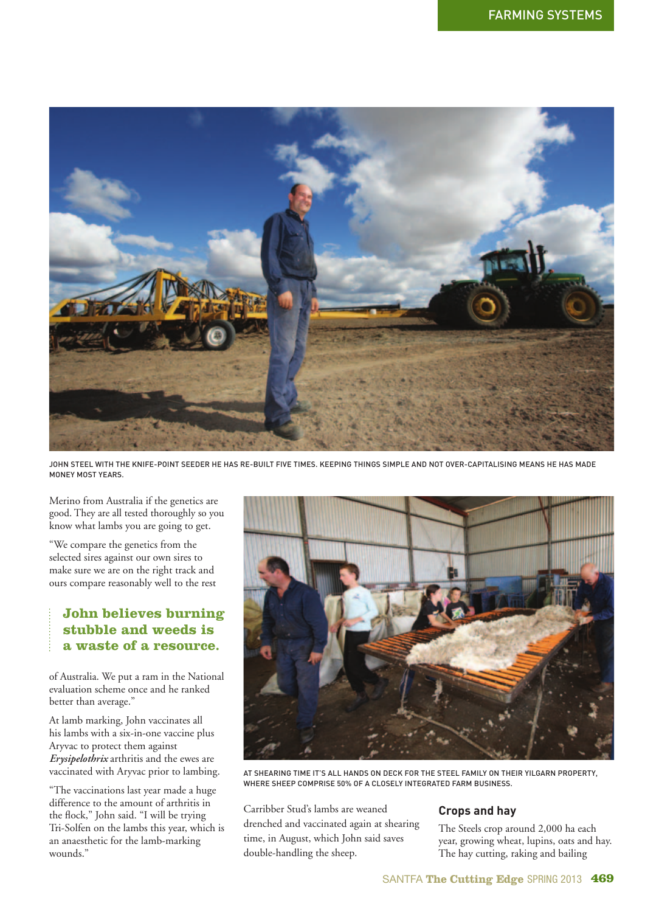JOHN STEEL WITH THE KNIFE-POINT SEEDER HE HAS RE-BUILT FIVE TIMES. KEEPING THINGS SIMPLE AND NOT OVER-CAPITALISING MEANS HE HAS MADE MONEY MOST YEARS.

Merino from Australia if the genetics are good. They are all tested thoroughly so you know what lambs you are going to get.

"We compare the genetics from the selected sires against our own sires to make sure we are on the right track and ours compare reasonably well to the rest of Australia. We put a ram in the National evaluation scheme once and he ranked better than average."

**John believes burning stubble and weeds is a waste of a resource.**

At lamb marking, John vaccinates all his lambs with a six-in-one vaccine plus Aryvac to protect them against *Erysipelothrix* arthritis and the ewes are vaccinated with Aryvac prior to lambing.

"The vaccinations last year made a huge difference to the amount of arthritis in the flock," John said. "I will be trying Tri-Solfen on the lambs this year, which is an anaesthetic for the lamb-marking wounds."

AT SHEARING TIME IT'S ALL HANDS ON DECK FOR THE STEEL FAMILY ON THEIR YILGARN PROPERTY, WHERE SHEEP COMPRISE 50% OF A CLOSELY INTEGRATED FARM BUSINESS.

Carribber Stud's lambs are weaned drenched and vaccinated again at shearing time, in August, which John said saves double-handling the sheep.

## Crops and hay

The Steels crop around 2,000 ha each year, growing wheat, lupins, oats and hay. The hay cutting, raking and bailing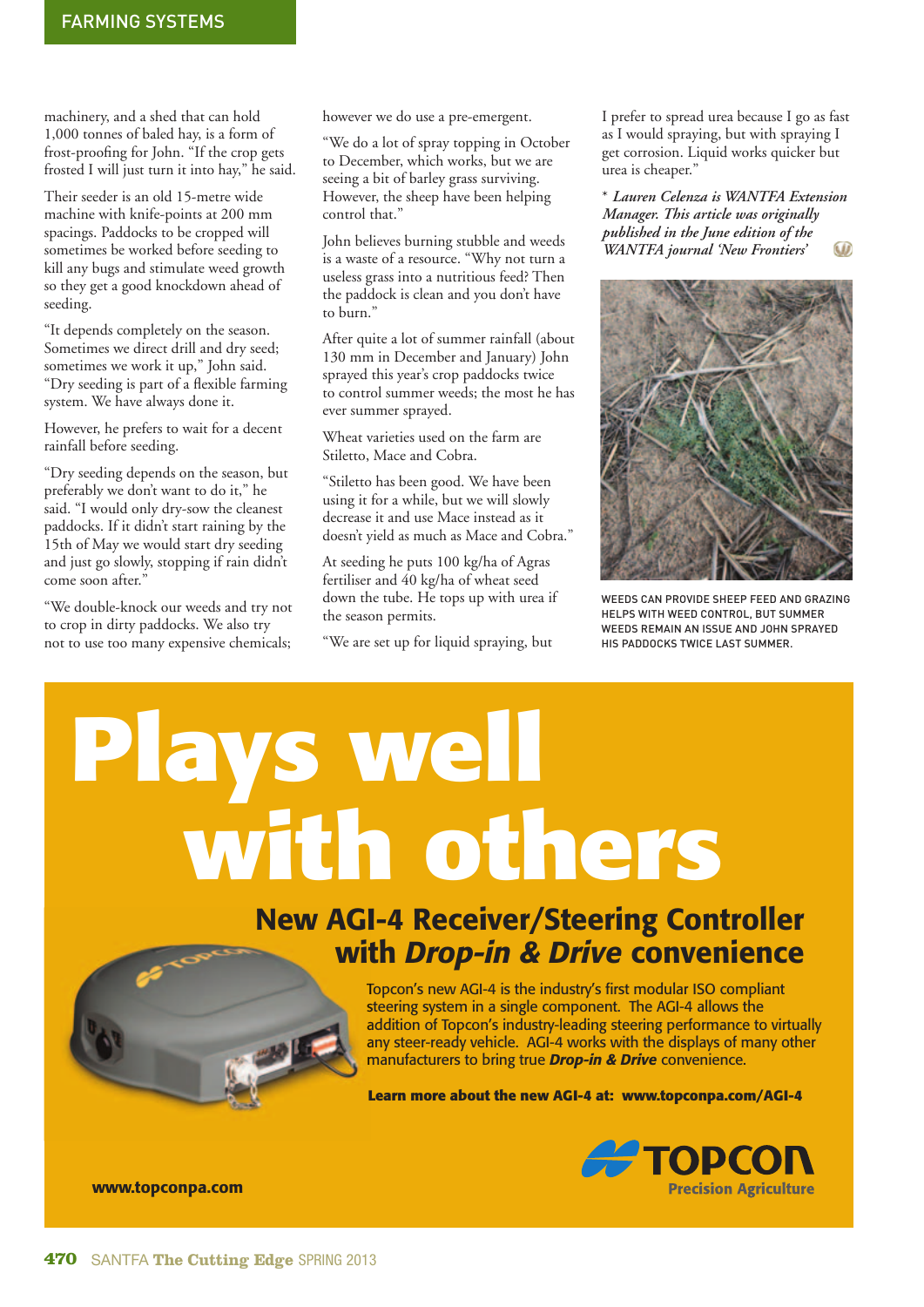machinery, and a shed that can hold 1,000 tonnes of baled hay, is a form of frost-proofing for John. "If the crop gets frosted I will just turn it into hay," he said.

Their seeder is an old 15-metre wide machine with knife-points at 200 mm spacings. Paddocks to be cropped will sometimes be worked before seeding to kill any bugs and stimulate weed growth so they get a good knockdown ahead of seeding.

"It depends completely on the season. Sometimes we direct drill and dry seed; sometimes we work it up," John said. "Dry seeding is part of a flexible farming system. We have always done it.

However, he prefers to wait for a decent rainfall before seeding.

"Dry seeding depends on the season, but preferably we don't want to do it," he said. "I would only dry-sow the cleanest paddocks. If it didn't start raining by the 15th of May we would start dry seeding and just go slowly, stopping if rain didn't come soon after."

"We double-knock our weeds and try not to crop in dirty paddocks. We also try not to use too many expensive chemicals; however we do use a pre-emergent.

"We do a lot of spray topping in October to December, which works, but we are seeing a bit of barley grass surviving. However, the sheep have been helping control that."

John believes burning stubble and weeds is a waste of a resource. "Why not turn a useless grass into a nutritious feed? Then the paddock is clean and you don't have to burn."

After quite a lot of summer rainfall (about 130 mm in December and January) John sprayed this year's crop paddocks twice to control summer weeds; the most he has ever summer sprayed.

Wheat varieties used on the farm are Stiletto, Mace and Cobra.

"Stiletto has been good. We have been using it for a while, but we will slowly decrease it and use Mace instead as it doesn't yield as much as Mace and Cobra."

At seeding he puts 100 kg/ha of Agras fertiliser and 40 kg/ha of wheat seed down the tube. He tops up with urea if the season permits.

"We are set up for liquid spraying, but I prefer to spread urea because I go as fast as I would spraying, but with spraying I get corrosion. Liquid works quicker but urea is cheaper."

*\* Lauren Celenza is WANTFA Extension Manager. This article was originally published in the June edition of the WANTFA journal 'New Frontiers'*

WEEDS CAN PROVIDE SHEEP FEED AND GRAZING HELPS WITH WEED CONTROL, BUT SUMMER WEEDS REMAIN AN ISSUE AND JOHN SPRAYED HIS PADDOCKS TWICE LAST SUMMER.

# Plays well with others

## New AGI-4 Receiver/Steering Controller with *Drop-in & Drive* convenience

Topcon's new AGI-4 is the industry's first modular ISO compliant steering system in a single component. The AGI-4 allows the addition of Topcon's industry-leading steering performance to virtually any steer-ready vehicle. AGI-4 works with the displays of many other manufacturers to bring true ***Drop-in & Drive*** convenience.

**Learn more about the new AGI-4 at: www.topconpa.com/AGI-4**

TOPCON Precision Agriculture

**www.topconpa.com**